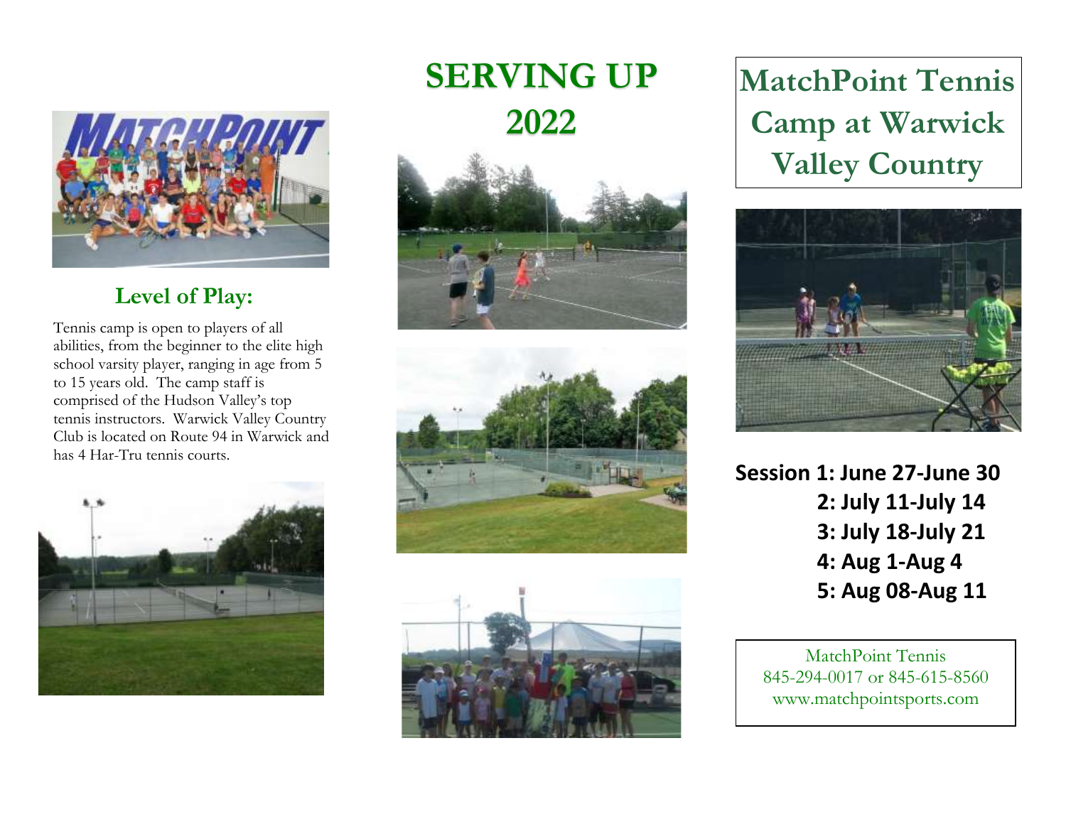## Level of Play:

Tennis camp is open to players of all abilities, from the beginner to the elite high school varsity player, ranging in age from 5 to 15 years old. The camp staff is comprised of the Hudson Valley's top tennis instructors. Warwick Valley Country Club is located on Route 94 in Warwick and has 4 Har-Tru tennis courts.

# SERVING UP 2022

# MatchPoint Tennis Camp at Warwick Valley Country

**Session 1: June 27-June 30**
**2: July 11-July 14**
**3: July 18-July 21**
**4: Aug 1-Aug 4**
**5: Aug 08-Aug 11**

MatchPoint Tennis
845-294-0017 or 845-615-8560
www.matchpointsports.com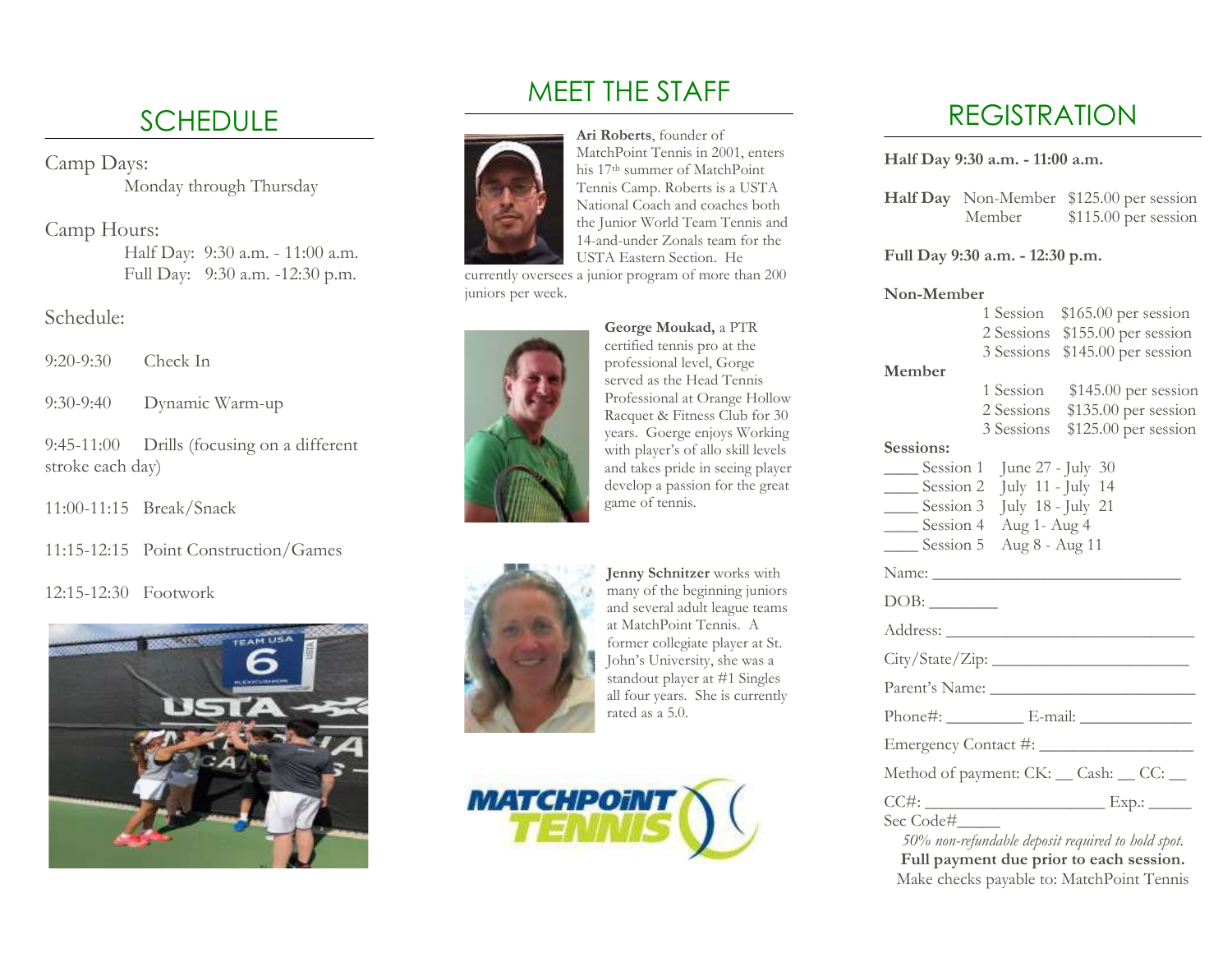## SCHEDULE

Camp Days:

Monday through Thursday

Camp Hours:

Half Day: 9:30 a.m. - 11:00 a.m.
Full Day: 9:30 a.m. -12:30 p.m.

Schedule:

9:20-9:30 Check In

9:30-9:40 Dynamic Warm-up

9:45-11:00 Drills (focusing on a different stroke each day)

11:00-11:15 Break/Snack

11:15-12:15 Point Construction/Games

12:15-12:30 Footwork

## MEET THE STAFF

**Ari Roberts**, founder of MatchPoint Tennis in 2001, enters his 17th summer of MatchPoint Tennis Camp. Roberts is a USTA National Coach and coaches both the Junior World Team Tennis and 14-and-under Zonals team for the USTA Eastern Section. He currently oversees a junior program of more than 200 juniors per week.

**George Moukad,** a PTR certified tennis pro at the professional level, Gorge served as the Head Tennis Professional at Orange Hollow Racquet & Fitness Club for 30 years. Goerge enjoys Working with player's of allo skill levels and takes pride in seeing player develop a passion for the great game of tennis.

**Jenny Schnitzer** works with many of the beginning juniors and several adult league teams at MatchPoint Tennis. A former collegiate player at St. John's University, she was a standout player at #1 Singles all four years. She is currently rated as a 5.0.

## REGISTRATION

**Half Day 9:30 a.m. - 11:00 a.m.**

**Half Day** Non-Member $125.00 per session
Member $115.00 per session

**Full Day 9:30 a.m. - 12:30 p.m.**

**Non-Member**

1 Session $165.00 per session
2 Sessions $155.00 per session
3 Sessions $145.00 per session

**Member**

1 Session $145.00 per session
2 Sessions $135.00 per session
3 Sessions $125.00 per session

**Sessions:**

____ Session 1 June 27 - July 30
____ Session 2 July 11 - July 14
____ Session 3 July 18 - July 21
____ Session 4 Aug 1- Aug 4
____ Session 5 Aug 8 - Aug 11

Name: ______________________________

DOB: ________

Address: ______________________________

City/State/Zip: ________________________

Parent's Name: ________________________

Phone#: _________ E-mail: _____________

Emergency Contact #: __________________

Method of payment: CK: __ Cash: __ CC: __

CC#: _____________________ Exp.: _____

Sec Code#_____

*50% non-refundable deposit required to hold spot.*

**Full payment due prior to each session.**

Make checks payable to: MatchPoint Tennis